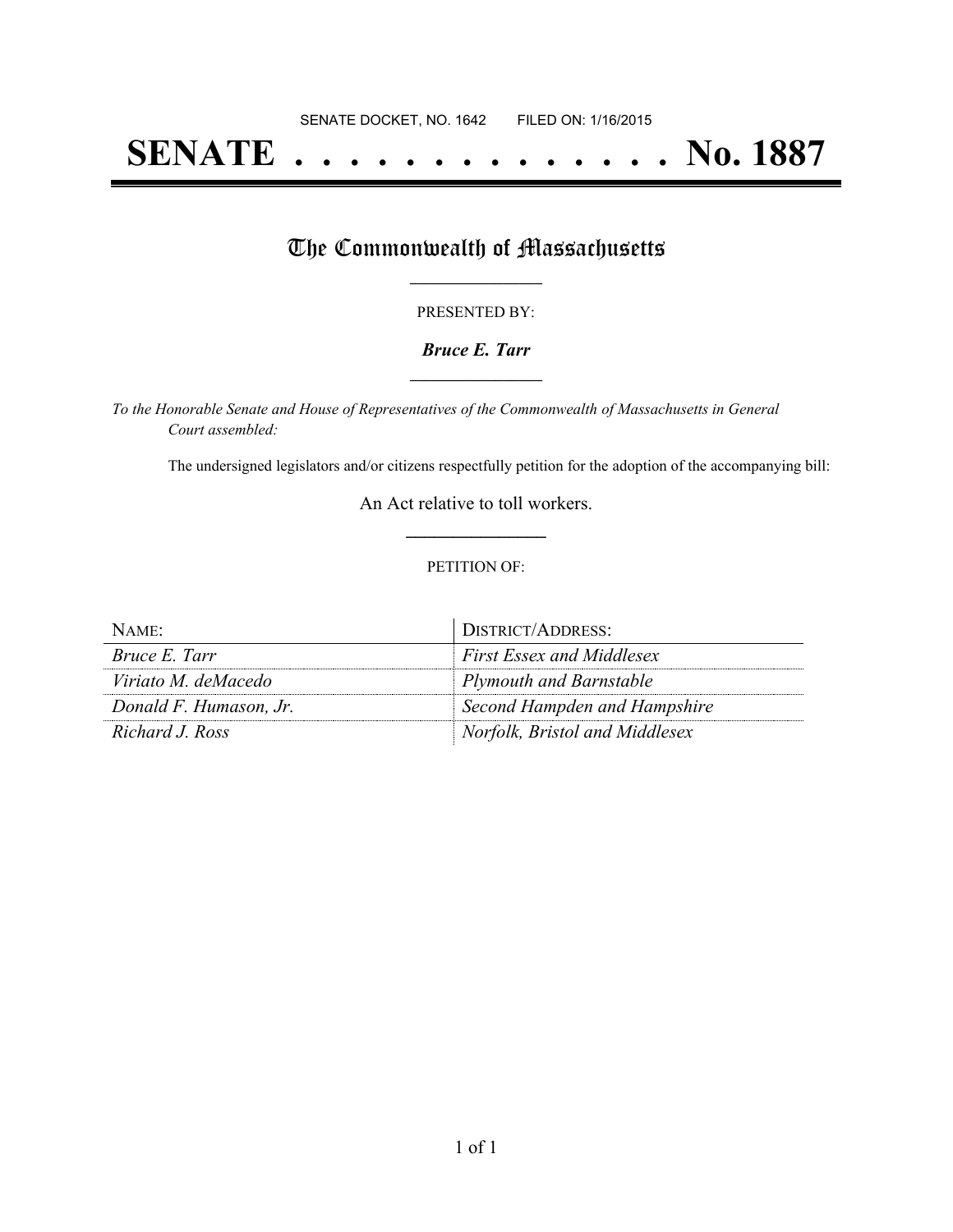SENATE DOCKET, NO. 1642        FILED ON: 1/16/2015

# SENATE . . . . . . . . . . . . . . No. 1887

## The Commonwealth of Massachusetts

PRESENTED BY:

***Bruce E. Tarr***

*To the Honorable Senate and House of Representatives of the Commonwealth of Massachusetts in General Court assembled:*

The undersigned legislators and/or citizens respectfully petition for the adoption of the accompanying bill:

An Act relative to toll workers.

PETITION OF:

| NAME: | DISTRICT/ADDRESS: |
|---|---|
| *Bruce E. Tarr* | *First Essex and Middlesex* |
| *Viriato M. deMacedo* | *Plymouth and Barnstable* |
| *Donald F. Humason, Jr.* | *Second Hampden and Hampshire* |
| *Richard J. Ross* | *Norfolk, Bristol and Middlesex* |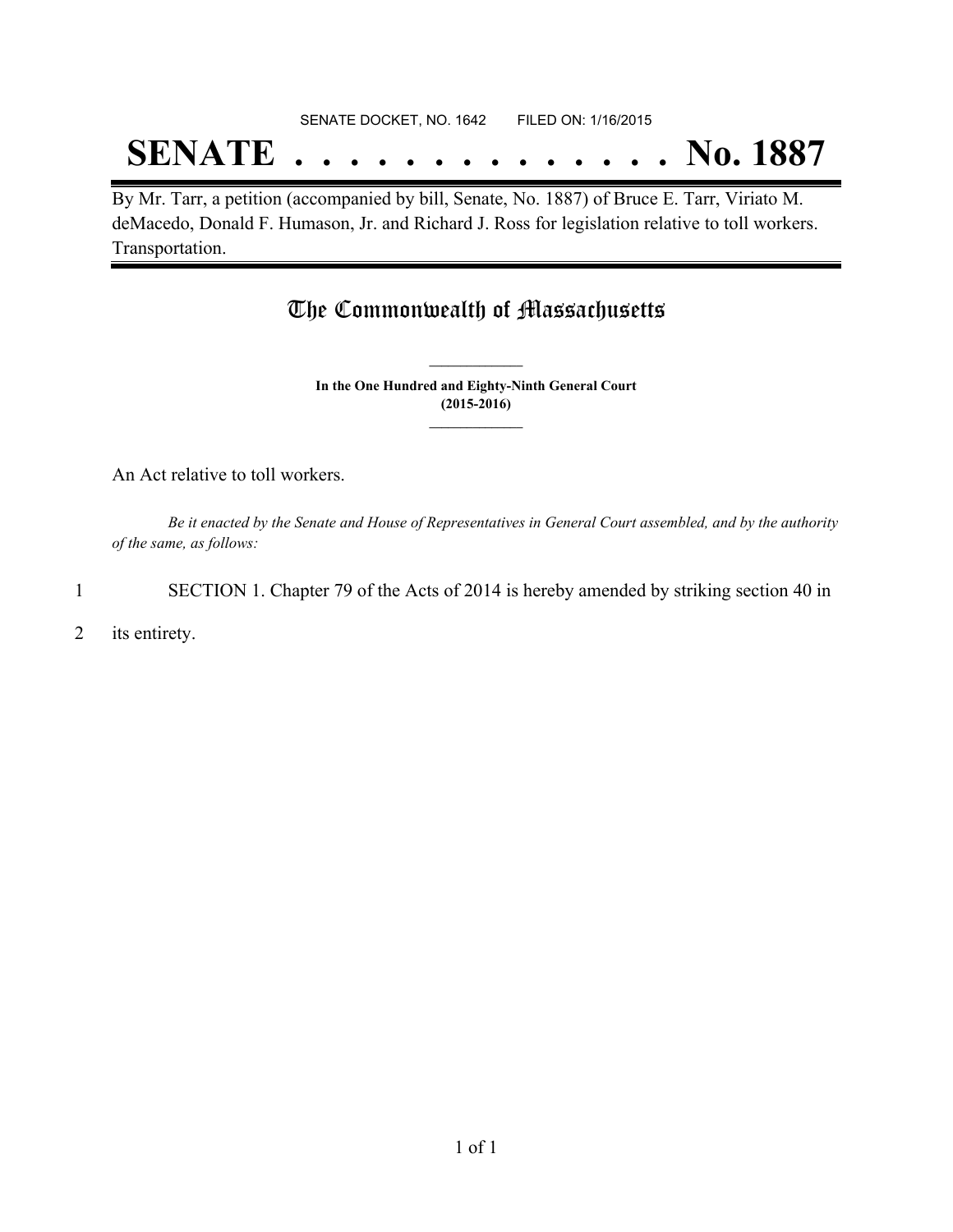SENATE DOCKET, NO. 1642        FILED ON: 1/16/2015

# SENATE . . . . . . . . . . . . . . No. 1887

By Mr. Tarr, a petition (accompanied by bill, Senate, No. 1887) of Bruce E. Tarr, Viriato M. deMacedo, Donald F. Humason, Jr. and Richard J. Ross for legislation relative to toll workers. Transportation.

## The Commonwealth of Massachusetts

**In the One Hundred and Eighty-Ninth General Court**
**(2015-2016)**

An Act relative to toll workers.

*Be it enacted by the Senate and House of Representatives in General Court assembled, and by the authority of the same, as follows:*

1 SECTION 1. Chapter 79 of the Acts of 2014 is hereby amended by striking section 40 in

2 its entirety.